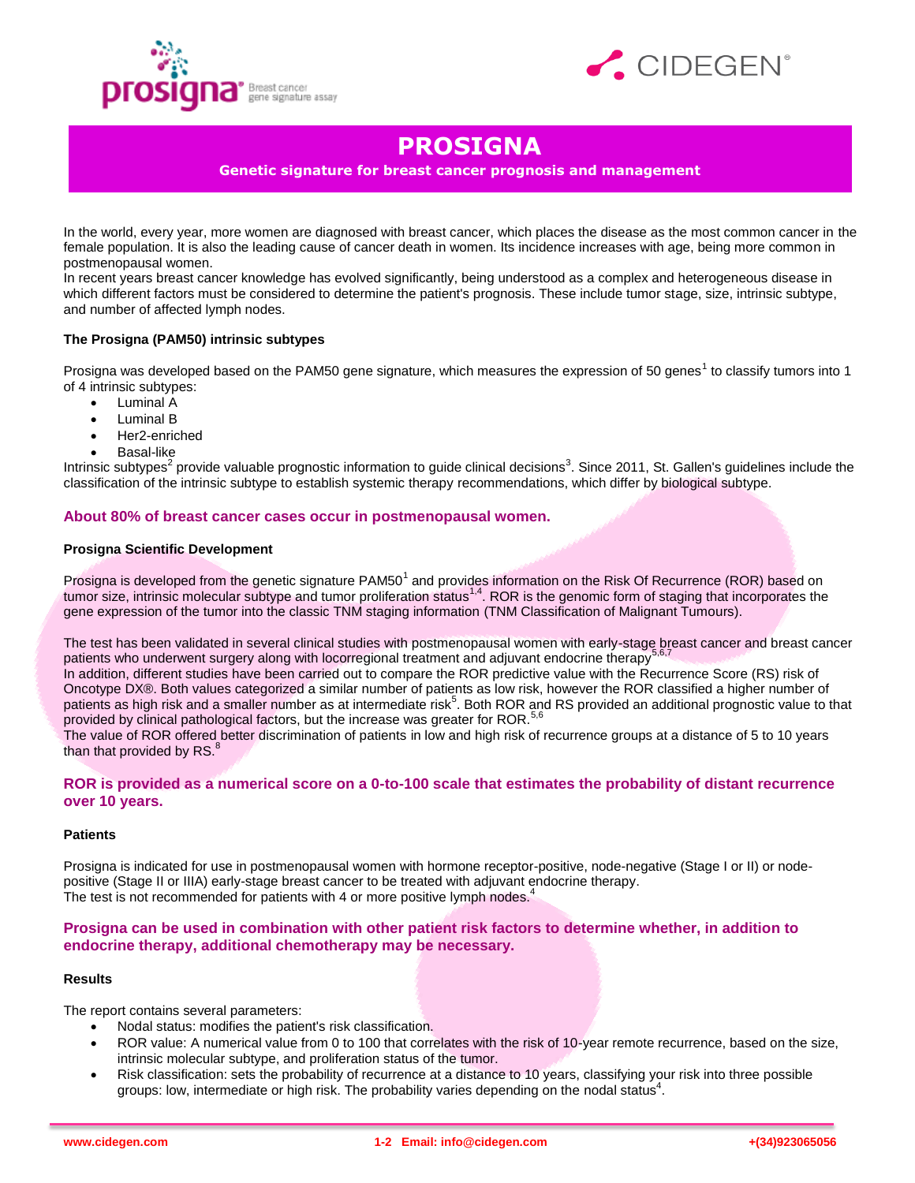# PROSIGNA

**Genetic signature for breast cancer prognosis and management**

In the world, every year, more women are diagnosed with breast cancer, which places the disease as the most common cancer in the female population. It is also the leading cause of cancer death in women. Its incidence increases with age, being more common in postmenopausal women.
In recent years breast cancer knowledge has evolved significantly, being understood as a complex and heterogeneous disease in which different factors must be considered to determine the patient's prognosis. These include tumor stage, size, intrinsic subtype, and number of affected lymph nodes.

### The Prosigna (PAM50) intrinsic subtypes

Prosigna was developed based on the PAM50 gene signature, which measures the expression of 50 genes[1] to classify tumors into 1 of 4 intrinsic subtypes:

- Luminal A
- Luminal B
- Her2-enriched
- Basal-like

Intrinsic subtypes[2] provide valuable prognostic information to guide clinical decisions[3]. Since 2011, St. Gallen's guidelines include the classification of the intrinsic subtype to establish systemic therapy recommendations, which differ by biological subtype.

**About 80% of breast cancer cases occur in postmenopausal women.**

### Prosigna Scientific Development

Prosigna is developed from the genetic signature PAM50[1] and provides information on the Risk Of Recurrence (ROR) based on tumor size, intrinsic molecular subtype and tumor proliferation status[1,4]. ROR is the genomic form of staging that incorporates the gene expression of the tumor into the classic TNM staging information (TNM Classification of Malignant Tumours).

The test has been validated in several clinical studies with postmenopausal women with early-stage breast cancer and breast cancer patients who underwent surgery along with locorregional treatment and adjuvant endocrine therapy[5,6,7]
In addition, different studies have been carried out to compare the ROR predictive value with the Recurrence Score (RS) risk of Oncotype DX®. Both values categorized a similar number of patients as low risk, however the ROR classified a higher number of patients as high risk and a smaller number as at intermediate risk[5]. Both ROR and RS provided an additional prognostic value to that provided by clinical pathological factors, but the increase was greater for ROR.[5,6]
The value of ROR offered better discrimination of patients in low and high risk of recurrence groups at a distance of 5 to 10 years than that provided by RS.[8]

**ROR is provided as a numerical score on a 0-to-100 scale that estimates the probability of distant recurrence over 10 years.**

### Patients

Prosigna is indicated for use in postmenopausal women with hormone receptor-positive, node-negative (Stage I or II) or node-positive (Stage II or IIIA) early-stage breast cancer to be treated with adjuvant endocrine therapy.
The test is not recommended for patients with 4 or more positive lymph nodes.[4]

**Prosigna can be used in combination with other patient risk factors to determine whether, in addition to endocrine therapy, additional chemotherapy may be necessary.**

### Results

The report contains several parameters:

- Nodal status: modifies the patient's risk classification.
- ROR value: A numerical value from 0 to 100 that correlates with the risk of 10-year remote recurrence, based on the size, intrinsic molecular subtype, and proliferation status of the tumor.
- Risk classification: sets the probability of recurrence at a distance to 10 years, classifying your risk into three possible groups: low, intermediate or high risk. The probability varies depending on the nodal status[4].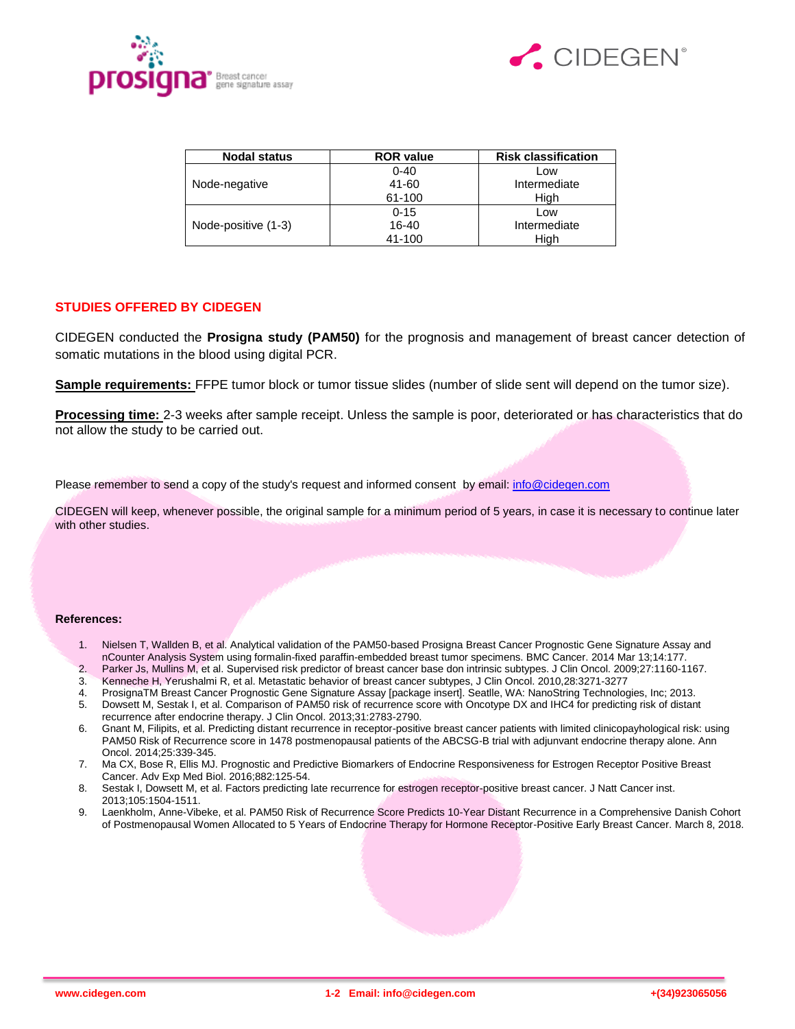| Nodal status | ROR value | Risk classification |
| --- | --- | --- |
| Node-negative | 0-40<br>41-60<br>61-100 | Low<br>Intermediate<br>High |
| Node-positive (1-3) | 0-15<br>16-40<br>41-100 | Low<br>Intermediate<br>High |

## STUDIES OFFERED BY CIDEGEN

CIDEGEN conducted the **Prosigna study (PAM50)** for the prognosis and management of breast cancer detection of somatic mutations in the blood using digital PCR.

**Sample requirements:** FFPE tumor block or tumor tissue slides (number of slide sent will depend on the tumor size).

**Processing time:** 2-3 weeks after sample receipt. Unless the sample is poor, deteriorated or has characteristics that do not allow the study to be carried out.

Please remember to send a copy of the study's request and informed consent by email: info@cidegen.com

CIDEGEN will keep, whenever possible, the original sample for a minimum period of 5 years, in case it is necessary to continue later with other studies.

**References:**

1. Nielsen T, Wallden B, et al. Analytical validation of the PAM50-based Prosigna Breast Cancer Prognostic Gene Signature Assay and nCounter Analysis System using formalin-fixed paraffin-embedded breast tumor specimens. BMC Cancer. 2014 Mar 13;14:177.
2. Parker Js, Mullins M, et al. Supervised risk predictor of breast cancer base don intrinsic subtypes. J Clin Oncol. 2009;27:1160-1167.
3. Kenneche H, Yerushalmi R, et al. Metastatic behavior of breast cancer subtypes, J Clin Oncol. 2010,28:3271-3277
4. ProsignaTM Breast Cancer Prognostic Gene Signature Assay [package insert]. Seatlle, WA: NanoString Technologies, Inc; 2013.
5. Dowsett M, Sestak I, et al. Comparison of PAM50 risk of recurrence score with Oncotype DX and IHC4 for predicting risk of distant recurrence after endocrine therapy. J Clin Oncol. 2013;31:2783-2790.
6. Gnant M, Filipits, et al. Predicting distant recurrence in receptor-positive breast cancer patients with limited clinicopayhological risk: using PAM50 Risk of Recurrence score in 1478 postmenopausal patients of the ABCSG-B trial with adjunvant endocrine therapy alone. Ann Oncol. 2014;25:339-345.
7. Ma CX, Bose R, Ellis MJ. Prognostic and Predictive Biomarkers of Endocrine Responsiveness for Estrogen Receptor Positive Breast Cancer. Adv Exp Med Biol. 2016;882:125-54.
8. Sestak I, Dowsett M, et al. Factors predicting late recurrence for estrogen receptor-positive breast cancer. J Natt Cancer inst. 2013;105:1504-1511.
9. Laenkholm, Anne-Vibeke, et al. PAM50 Risk of Recurrence Score Predicts 10-Year Distant Recurrence in a Comprehensive Danish Cohort of Postmenopausal Women Allocated to 5 Years of Endocrine Therapy for Hormone Receptor-Positive Early Breast Cancer. March 8, 2018.